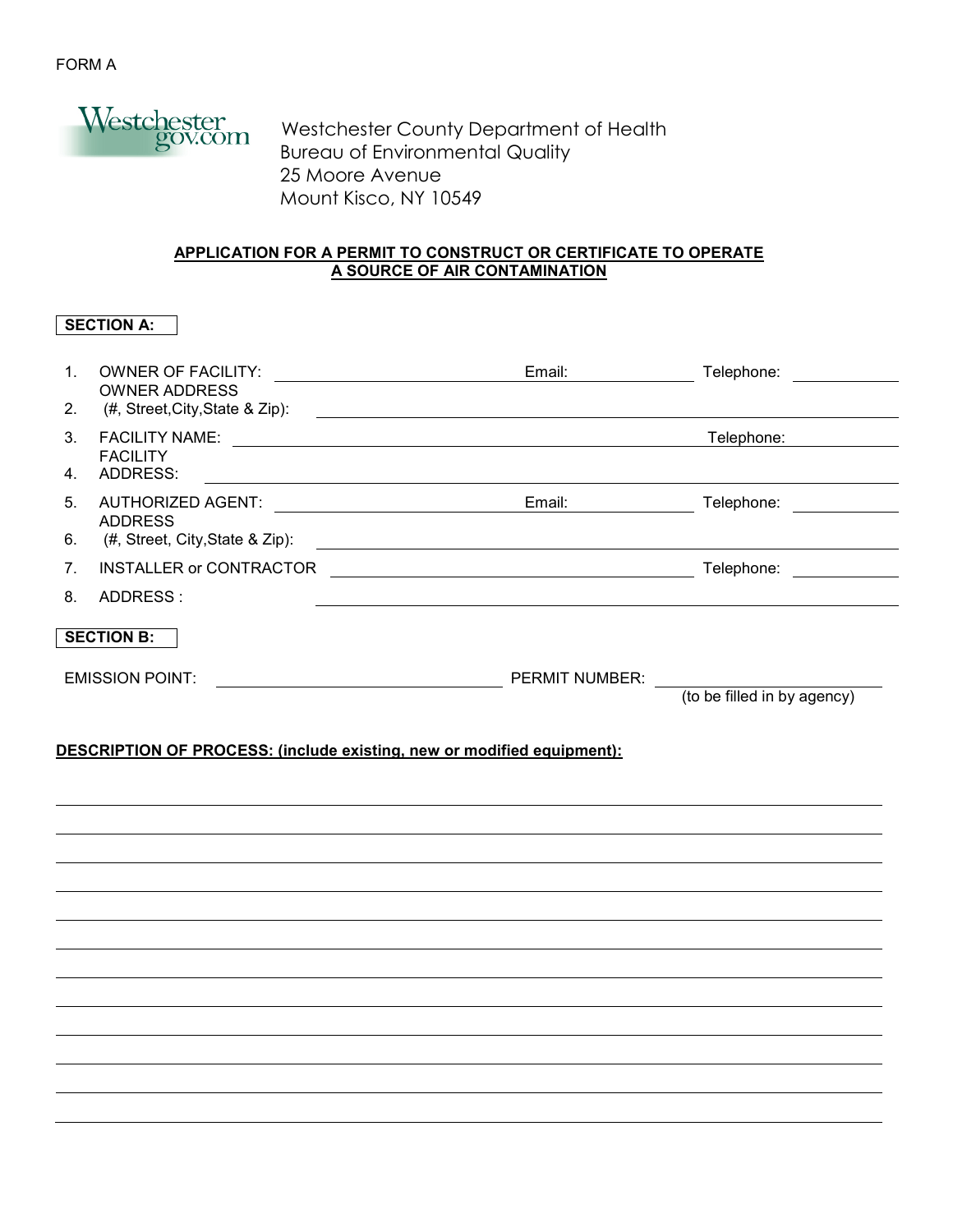FORM A

Westchester County Department of Health
Bureau of Environmental Quality
25 Moore Avenue
Mount Kisco, NY 10549

**APPLICATION FOR A PERMIT TO CONSTRUCT OR CERTIFICATE TO OPERATE A SOURCE OF AIR CONTAMINATION**

**SECTION A:**

1. OWNER OF FACILITY: ______________________ Email: ____________ Telephone: ____________
2. OWNER ADDRESS (#, Street,City,State & Zip): ______________________________
3. FACILITY NAME: ______________________________ Telephone: ____________
4. FACILITY ADDRESS: ______________________________
5. AUTHORIZED AGENT: ______________________ Email: ____________ Telephone: ____________
6. ADDRESS (#, Street, City,State & Zip): ______________________________
7. INSTALLER or CONTRACTOR ______________________________ Telephone: ____________
8. ADDRESS : ______________________________

**SECTION B:**

EMISSION POINT: ______________________ PERMIT NUMBER: ______________________
(to be filled in by agency)

**DESCRIPTION OF PROCESS: (include existing, new or modified equipment):**

______________________________________________________________________________

______________________________________________________________________________

______________________________________________________________________________

______________________________________________________________________________

______________________________________________________________________________

______________________________________________________________________________

______________________________________________________________________________

______________________________________________________________________________

______________________________________________________________________________

______________________________________________________________________________

______________________________________________________________________________

______________________________________________________________________________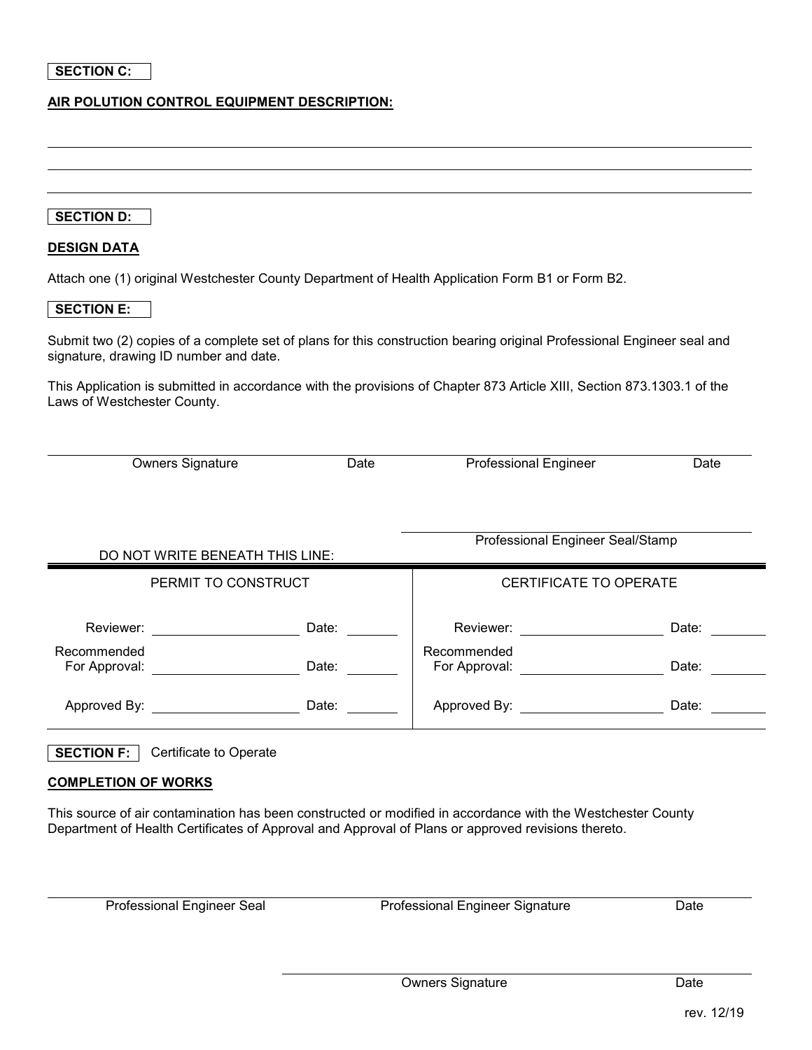**SECTION C:**

**AIR POLUTION CONTROL EQUIPMENT DESCRIPTION:**

______________________________________________________________________

______________________________________________________________________

______________________________________________________________________

**SECTION D:**

**DESIGN DATA**

Attach one (1) original Westchester County Department of Health Application Form B1 or Form B2.

**SECTION E:**

Submit two (2) copies of a complete set of plans for this construction bearing original Professional Engineer seal and signature, drawing ID number and date.

This Application is submitted in accordance with the provisions of Chapter 873 Article XIII, Section 873.1303.1 of the Laws of Westchester County.

| Owners Signature | Date | Professional Engineer | Date |
|---|---|---|---|

Professional Engineer Seal/Stamp

DO NOT WRITE BENEATH THIS LINE:

| PERMIT TO CONSTRUCT | | | | CERTIFICATE TO OPERATE | | | |
|---|---|---|---|---|---|---|---|
| Reviewer: | | Date: | | Reviewer: | | Date: | |
| Recommended For Approval: | | Date: | | Recommended For Approval: | | Date: | |
| Approved By: | | Date: | | Approved By: | | Date: | |

**SECTION F:** Certificate to Operate

**COMPLETION OF WORKS**

This source of air contamination has been constructed or modified in accordance with the Westchester County Department of Health Certificates of Approval and Approval of Plans or approved revisions thereto.

| Professional Engineer Seal | Professional Engineer Signature | Date |
|---|---|---|

| Owners Signature | Date |
|---|---|

rev. 12/19